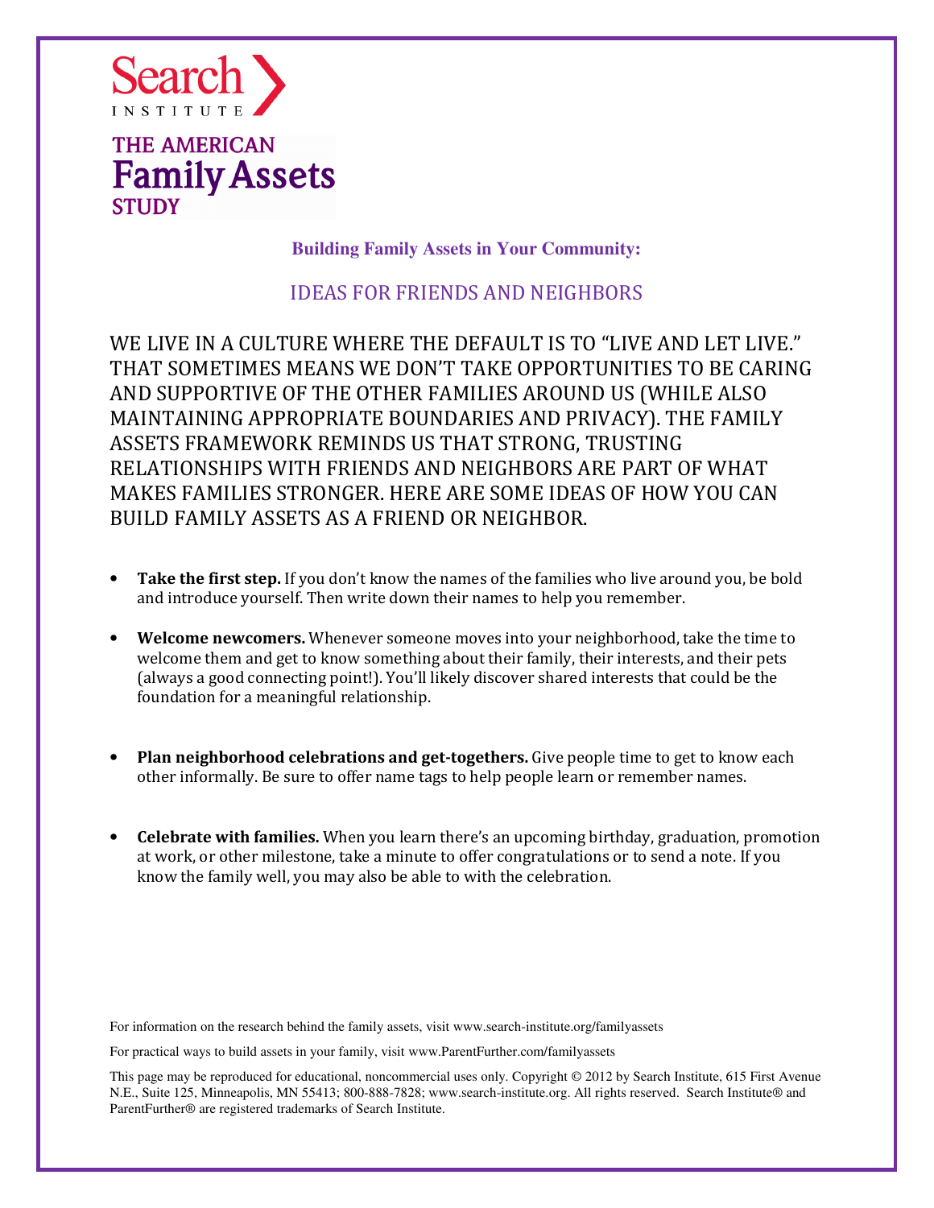Search INSTITUTE

THE AMERICAN
# Family Assets
STUDY

**Building Family Assets in Your Community:**

## IDEAS FOR FRIENDS AND NEIGHBORS

WE LIVE IN A CULTURE WHERE THE DEFAULT IS TO "LIVE AND LET LIVE." THAT SOMETIMES MEANS WE DON'T TAKE OPPORTUNITIES TO BE CARING AND SUPPORTIVE OF THE OTHER FAMILIES AROUND US (WHILE ALSO MAINTAINING APPROPRIATE BOUNDARIES AND PRIVACY). THE FAMILY ASSETS FRAMEWORK REMINDS US THAT STRONG, TRUSTING RELATIONSHIPS WITH FRIENDS AND NEIGHBORS ARE PART OF WHAT MAKES FAMILIES STRONGER. HERE ARE SOME IDEAS OF HOW YOU CAN BUILD FAMILY ASSETS AS A FRIEND OR NEIGHBOR.

- **Take the first step.** If you don't know the names of the families who live around you, be bold and introduce yourself. Then write down their names to help you remember.
- **Welcome newcomers.** Whenever someone moves into your neighborhood, take the time to welcome them and get to know something about their family, their interests, and their pets (always a good connecting point!). You'll likely discover shared interests that could be the foundation for a meaningful relationship.
- **Plan neighborhood celebrations and get-togethers.** Give people time to get to know each other informally. Be sure to offer name tags to help people learn or remember names.
- **Celebrate with families.** When you learn there's an upcoming birthday, graduation, promotion at work, or other milestone, take a minute to offer congratulations or to send a note. If you know the family well, you may also be able to with the celebration.

For information on the research behind the family assets, visit www.search-institute.org/familyassets

For practical ways to build assets in your family, visit www.ParentFurther.com/familyassets

This page may be reproduced for educational, noncommercial uses only. Copyright © 2012 by Search Institute, 615 First Avenue N.E., Suite 125, Minneapolis, MN 55413; 800-888-7828; www.search-institute.org. All rights reserved. Search Institute® and ParentFurther® are registered trademarks of Search Institute.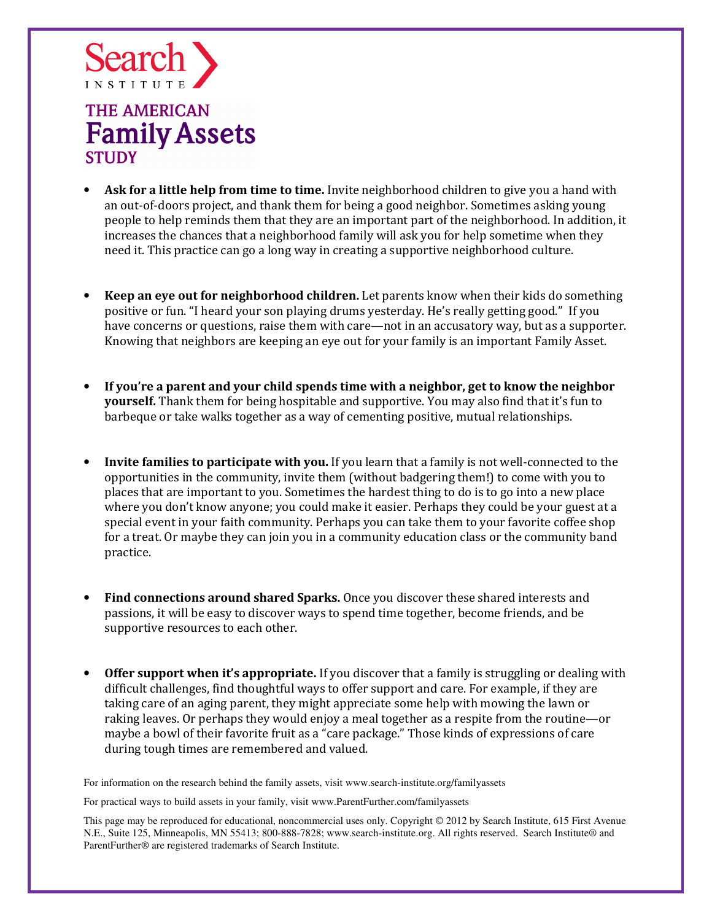Search INSTITUTE

THE AMERICAN
**Family Assets**
STUDY

- **Ask for a little help from time to time.** Invite neighborhood children to give you a hand with an out-of-doors project, and thank them for being a good neighbor. Sometimes asking young people to help reminds them that they are an important part of the neighborhood. In addition, it increases the chances that a neighborhood family will ask you for help sometime when they need it. This practice can go a long way in creating a supportive neighborhood culture.

- **Keep an eye out for neighborhood children.** Let parents know when their kids do something positive or fun. "I heard your son playing drums yesterday. He's really getting good." If you have concerns or questions, raise them with care—not in an accusatory way, but as a supporter. Knowing that neighbors are keeping an eye out for your family is an important Family Asset.

- **If you're a parent and your child spends time with a neighbor, get to know the neighbor yourself.** Thank them for being hospitable and supportive. You may also find that it's fun to barbeque or take walks together as a way of cementing positive, mutual relationships.

- **Invite families to participate with you.** If you learn that a family is not well-connected to the opportunities in the community, invite them (without badgering them!) to come with you to places that are important to you. Sometimes the hardest thing to do is to go into a new place where you don't know anyone; you could make it easier. Perhaps they could be your guest at a special event in your faith community. Perhaps you can take them to your favorite coffee shop for a treat. Or maybe they can join you in a community education class or the community band practice.

- **Find connections around shared Sparks.** Once you discover these shared interests and passions, it will be easy to discover ways to spend time together, become friends, and be supportive resources to each other.

- **Offer support when it's appropriate.** If you discover that a family is struggling or dealing with difficult challenges, find thoughtful ways to offer support and care. For example, if they are taking care of an aging parent, they might appreciate some help with mowing the lawn or raking leaves. Or perhaps they would enjoy a meal together as a respite from the routine—or maybe a bowl of their favorite fruit as a "care package." Those kinds of expressions of care during tough times are remembered and valued.

For information on the research behind the family assets, visit www.search-institute.org/familyassets

For practical ways to build assets in your family, visit www.ParentFurther.com/familyassets

This page may be reproduced for educational, noncommercial uses only. Copyright © 2012 by Search Institute, 615 First Avenue N.E., Suite 125, Minneapolis, MN 55413; 800-888-7828; www.search-institute.org. All rights reserved. Search Institute® and ParentFurther® are registered trademarks of Search Institute.